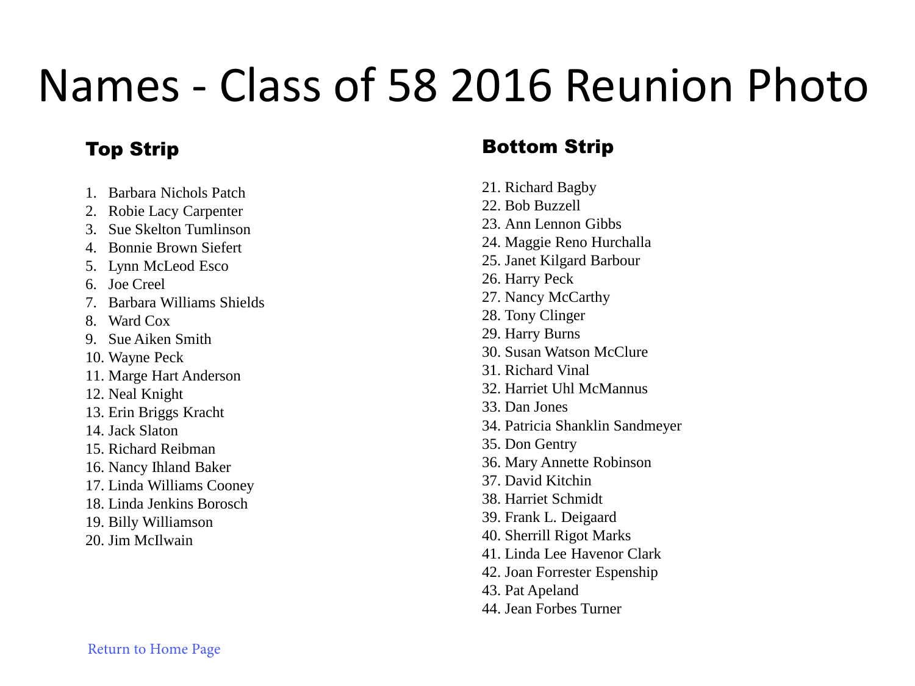# Names - Class of 58 2016 Reunion Photo

## Top Strip

1. Barbara Nichols Patch
2. Robie Lacy Carpenter
3. Sue Skelton Tumlinson
4. Bonnie Brown Siefert
5. Lynn McLeod Esco
6. Joe Creel
7. Barbara Williams Shields
8. Ward Cox
9. Sue Aiken Smith
10. Wayne Peck
11. Marge Hart Anderson
12. Neal Knight
13. Erin Briggs Kracht
14. Jack Slaton
15. Richard Reibman
16. Nancy Ihland Baker
17. Linda Williams Cooney
18. Linda Jenkins Borosch
19. Billy Williamson
20. Jim McIlwain

## Bottom Strip

21. Richard Bagby
22. Bob Buzzell
23. Ann Lennon Gibbs
24. Maggie Reno Hurchalla
25. Janet Kilgard Barbour
26. Harry Peck
27. Nancy McCarthy
28. Tony Clinger
29. Harry Burns
30. Susan Watson McClure
31. Richard Vinal
32. Harriet Uhl McMannus
33. Dan Jones
34. Patricia Shanklin Sandmeyer
35. Don Gentry
36. Mary Annette Robinson
37. David Kitchin
38. Harriet Schmidt
39. Frank L. Deigaard
40. Sherrill Rigot Marks
41. Linda Lee Havenor Clark
42. Joan Forrester Espenship
43. Pat Apeland
44. Jean Forbes Turner

Return to Home Page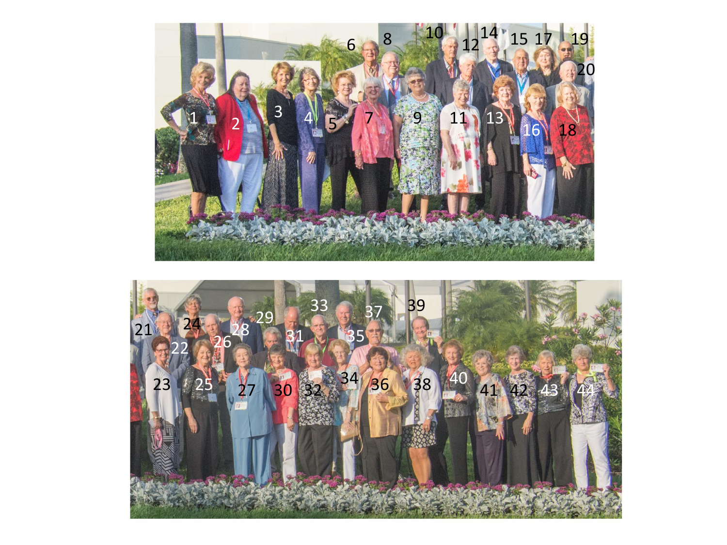1 2 3 4 5 6 7 8 9 10 11 12 13 14 15 16 17 18 19 20

21 22 23 24 25 26 27 28 29 30 31 32 33 34 35 36 37 38 39 40 41 42 43 44